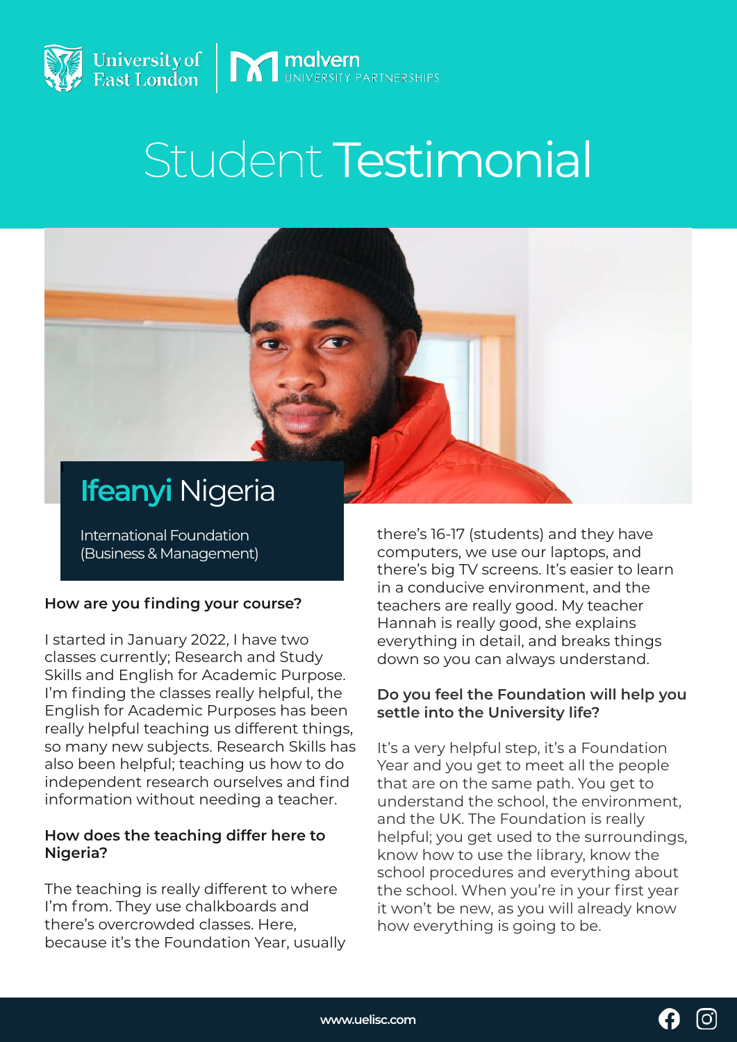# Student Testimonial

## Ifeanyi Nigeria

International Foundation (Business & Management)

**How are you finding your course?**

I started in January 2022, I have two classes currently; Research and Study Skills and English for Academic Purpose. I'm finding the classes really helpful, the English for Academic Purposes has been really helpful teaching us different things, so many new subjects. Research Skills has also been helpful; teaching us how to do independent research ourselves and find information without needing a teacher.

**How does the teaching differ here to Nigeria?**

The teaching is really different to where I'm from. They use chalkboards and there's overcrowded classes. Here, because it's the Foundation Year, usually there's 16-17 (students) and they have computers, we use our laptops, and there's big TV screens. It's easier to learn in a conducive environment, and the teachers are really good. My teacher Hannah is really good, she explains everything in detail, and breaks things down so you can always understand.

**Do you feel the Foundation will help you settle into the University life?**

It's a very helpful step, it's a Foundation Year and you get to meet all the people that are on the same path. You get to understand the school, the environment, and the UK. The Foundation is really helpful; you get used to the surroundings, know how to use the library, know the school procedures and everything about the school. When you're in your first year it won't be new, as you will already know how everything is going to be.

www.uelisc.com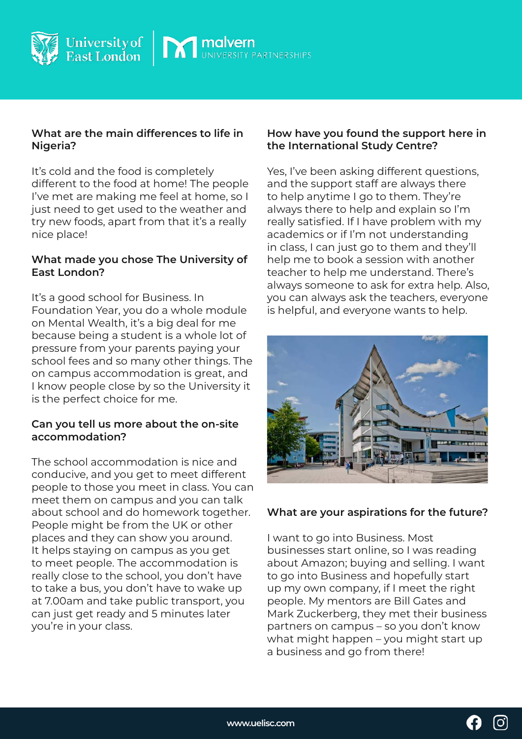### What are the main differences to life in Nigeria?

It's cold and the food is completely different to the food at home! The people I've met are making me feel at home, so I just need to get used to the weather and try new foods, apart from that it's a really nice place!

### What made you chose The University of East London?

It's a good school for Business. In Foundation Year, you do a whole module on Mental Wealth, it's a big deal for me because being a student is a whole lot of pressure from your parents paying your school fees and so many other things. The on campus accommodation is great, and I know people close by so the University it is the perfect choice for me.

### Can you tell us more about the on-site accommodation?

The school accommodation is nice and conducive, and you get to meet different people to those you meet in class. You can meet them on campus and you can talk about school and do homework together. People might be from the UK or other places and they can show you around. It helps staying on campus as you get to meet people. The accommodation is really close to the school, you don't have to take a bus, you don't have to wake up at 7.00am and take public transport, you can just get ready and 5 minutes later you're in your class.

### How have you found the support here in the International Study Centre?

Yes, I've been asking different questions, and the support staff are always there to help anytime I go to them. They're always there to help and explain so I'm really satisfied. If I have problem with my academics or if I'm not understanding in class, I can just go to them and they'll help me to book a session with another teacher to help me understand. There's always someone to ask for extra help. Also, you can always ask the teachers, everyone is helpful, and everyone wants to help.

### What are your aspirations for the future?

I want to go into Business. Most businesses start online, so I was reading about Amazon; buying and selling. I want to go into Business and hopefully start up my own company, if I meet the right people. My mentors are Bill Gates and Mark Zuckerberg, they met their business partners on campus – so you don't know what might happen – you might start up a business and go from there!

www.uelisc.com